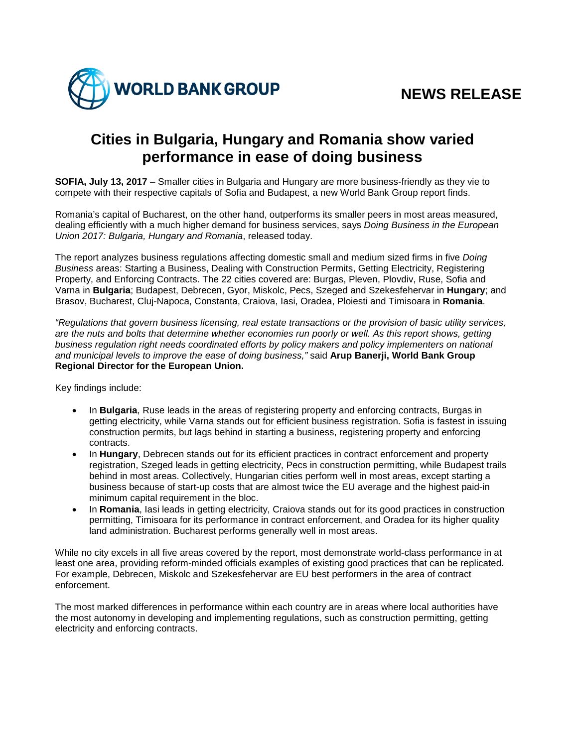WORLD BANK GROUP

NEWS RELEASE

# Cities in Bulgaria, Hungary and Romania show varied performance in ease of doing business

**SOFIA, July 13, 2017** – Smaller cities in Bulgaria and Hungary are more business-friendly as they vie to compete with their respective capitals of Sofia and Budapest, a new World Bank Group report finds.

Romania's capital of Bucharest, on the other hand, outperforms its smaller peers in most areas measured, dealing efficiently with a much higher demand for business services, says *Doing Business in the European Union 2017: Bulgaria, Hungary and Romania*, released today.

The report analyzes business regulations affecting domestic small and medium sized firms in five *Doing Business* areas: Starting a Business, Dealing with Construction Permits, Getting Electricity, Registering Property, and Enforcing Contracts. The 22 cities covered are: Burgas, Pleven, Plovdiv, Ruse, Sofia and Varna in **Bulgaria**; Budapest, Debrecen, Gyor, Miskolc, Pecs, Szeged and Szekesfehervar in **Hungary**; and Brasov, Bucharest, Cluj-Napoca, Constanta, Craiova, Iasi, Oradea, Ploiesti and Timisoara in **Romania**.

*"Regulations that govern business licensing, real estate transactions or the provision of basic utility services, are the nuts and bolts that determine whether economies run poorly or well. As this report shows, getting business regulation right needs coordinated efforts by policy makers and policy implementers on national and municipal levels to improve the ease of doing business,"* said **Arup Banerji, World Bank Group Regional Director for the European Union.**

Key findings include:

- In **Bulgaria**, Ruse leads in the areas of registering property and enforcing contracts, Burgas in getting electricity, while Varna stands out for efficient business registration. Sofia is fastest in issuing construction permits, but lags behind in starting a business, registering property and enforcing contracts.
- In **Hungary**, Debrecen stands out for its efficient practices in contract enforcement and property registration, Szeged leads in getting electricity, Pecs in construction permitting, while Budapest trails behind in most areas. Collectively, Hungarian cities perform well in most areas, except starting a business because of start-up costs that are almost twice the EU average and the highest paid-in minimum capital requirement in the bloc.
- In **Romania**, Iasi leads in getting electricity, Craiova stands out for its good practices in construction permitting, Timisoara for its performance in contract enforcement, and Oradea for its higher quality land administration. Bucharest performs generally well in most areas.

While no city excels in all five areas covered by the report, most demonstrate world-class performance in at least one area, providing reform-minded officials examples of existing good practices that can be replicated. For example, Debrecen, Miskolc and Szekesfehervar are EU best performers in the area of contract enforcement.

The most marked differences in performance within each country are in areas where local authorities have the most autonomy in developing and implementing regulations, such as construction permitting, getting electricity and enforcing contracts.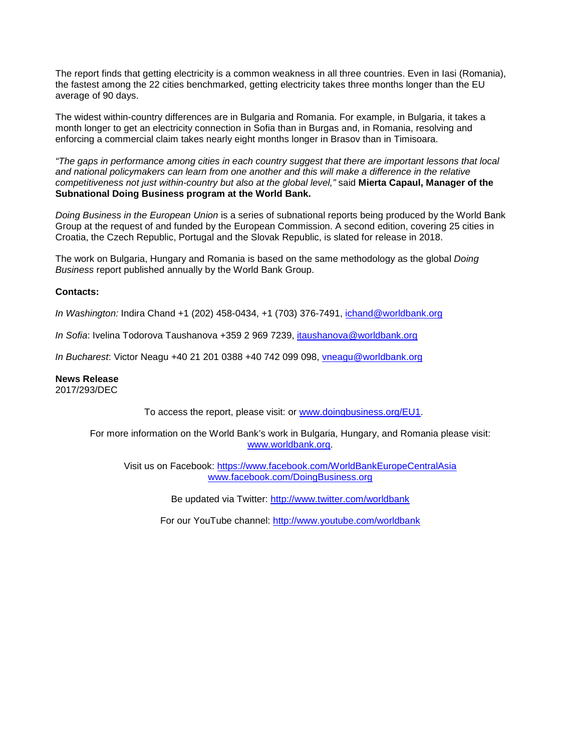The report finds that getting electricity is a common weakness in all three countries. Even in Iasi (Romania), the fastest among the 22 cities benchmarked, getting electricity takes three months longer than the EU average of 90 days.

The widest within-country differences are in Bulgaria and Romania. For example, in Bulgaria, it takes a month longer to get an electricity connection in Sofia than in Burgas and, in Romania, resolving and enforcing a commercial claim takes nearly eight months longer in Brasov than in Timisoara.

*"The gaps in performance among cities in each country suggest that there are important lessons that local and national policymakers can learn from one another and this will make a difference in the relative competitiveness not just within-country but also at the global level,"* said **Mierta Capaul, Manager of the Subnational Doing Business program at the World Bank.**

*Doing Business in the European Union* is a series of subnational reports being produced by the World Bank Group at the request of and funded by the European Commission. A second edition, covering 25 cities in Croatia, the Czech Republic, Portugal and the Slovak Republic, is slated for release in 2018.

The work on Bulgaria, Hungary and Romania is based on the same methodology as the global *Doing Business* report published annually by the World Bank Group.

**Contacts:**

*In Washington:* Indira Chand +1 (202) 458-0434, +1 (703) 376-7491, ichand@worldbank.org

*In Sofia*: Ivelina Todorova Taushanova +359 2 969 7239, itaushanova@worldbank.org

*In Bucharest*: Victor Neagu +40 21 201 0388 +40 742 099 098, vneagu@worldbank.org

**News Release**
2017/293/DEC

To access the report, please visit: or www.doingbusiness.org/EU1.

For more information on the World Bank's work in Bulgaria, Hungary, and Romania please visit: www.worldbank.org.

Visit us on Facebook: https://www.facebook.com/WorldBankEuropeCentralAsia
www.facebook.com/DoingBusiness.org

Be updated via Twitter: http://www.twitter.com/worldbank

For our YouTube channel: http://www.youtube.com/worldbank